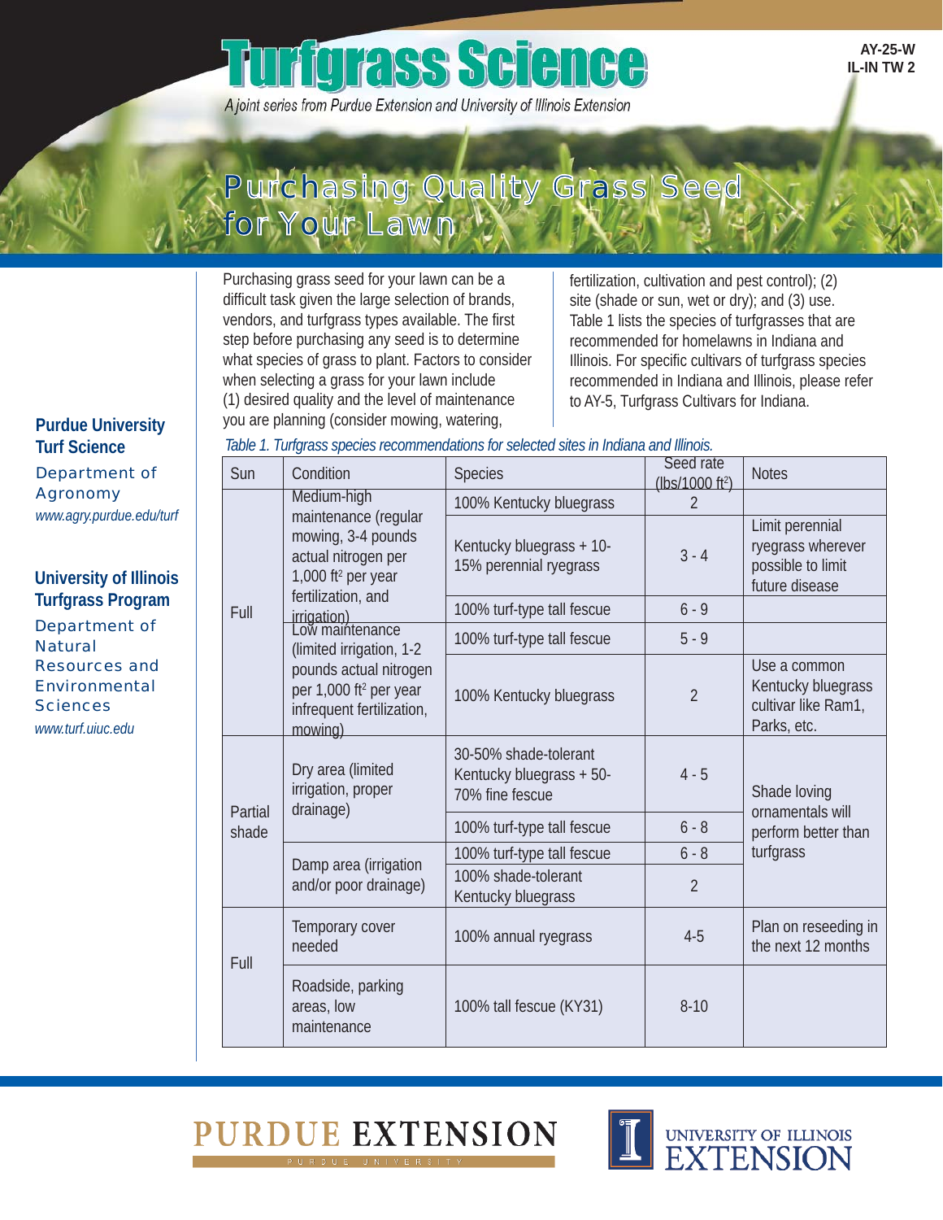AY-25-W
IL-IN TW 2

# Turfgrass Science

*A joint series from Purdue Extension and University of Illinois Extension*

## Purchasing Quality Grass Seed for Your Lawn

**Purdue University Turf Science**
Department of Agronomy
*www.agry.purdue.edu/turf*

**University of Illinois Turfgrass Program**
Department of Natural Resources and Environmental Sciences
*www.turf.uiuc.edu*

Purchasing grass seed for your lawn can be a difficult task given the large selection of brands, vendors, and turfgrass types available. The first step before purchasing any seed is to determine what species of grass to plant. Factors to consider when selecting a grass for your lawn include (1) desired quality and the level of maintenance you are planning (consider mowing, watering, fertilization, cultivation and pest control); (2) site (shade or sun, wet or dry); and (3) use. Table 1 lists the species of turfgrasses that are recommended for homelawns in Indiana and Illinois. For specific cultivars of turfgrass species recommended in Indiana and Illinois, please refer to AY-5, Turfgrass Cultivars for Indiana.

*Table 1. Turfgrass species recommendations for selected sites in Indiana and Illinois.*

| Sun | Condition | Species | Seed rate (lbs/1000 ft²) | Notes |
|---|---|---|---|---|
| Full | Medium-high maintenance (regular mowing, 3-4 pounds actual nitrogen per 1,000 ft² per year fertilization, and irrigation) | 100% Kentucky bluegrass | 2 | |
| | | Kentucky bluegrass + 10-15% perennial ryegrass | 3 - 4 | Limit perennial ryegrass wherever possible to limit future disease |
| | | 100% turf-type tall fescue | 6 - 9 | |
| | Low maintenance (limited irrigation, 1-2 pounds actual nitrogen per 1,000 ft² per year infrequent fertilization, mowing) | 100% turf-type tall fescue | 5 - 9 | |
| | | 100% Kentucky bluegrass | 2 | Use a common Kentucky bluegrass cultivar like Ram1, Parks, etc. |
| Partial shade | Dry area (limited irrigation, proper drainage) | 30-50% shade-tolerant Kentucky bluegrass + 50-70% fine fescue | 4 - 5 | Shade loving ornamentals will perform better than turfgrass |
| | | 100% turf-type tall fescue | 6 - 8 | |
| | Damp area (irrigation and/or poor drainage) | 100% turf-type tall fescue | 6 - 8 | |
| | | 100% shade-tolerant Kentucky bluegrass | 2 | |
| Full | Temporary cover needed | 100% annual ryegrass | 4-5 | Plan on reseeding in the next 12 months |
| | Roadside, parking areas, low maintenance | 100% tall fescue (KY31) | 8-10 | |

PURDUE EXTENSION

UNIVERSITY OF ILLINOIS EXTENSION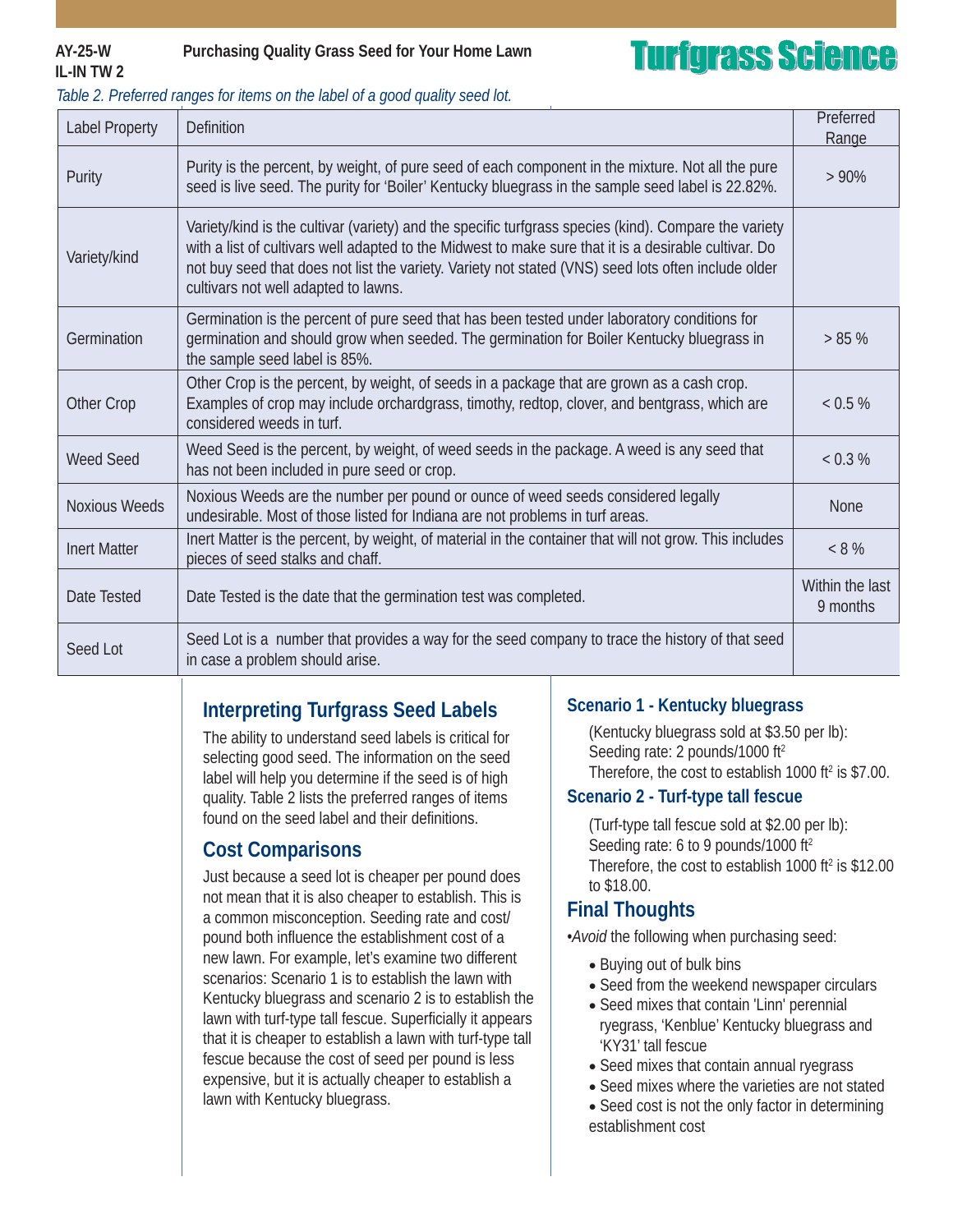*Table 2. Preferred ranges for items on the label of a good quality seed lot.*

| Label Property | Definition | Preferred Range |
|---|---|---|
| Purity | Purity is the percent, by weight, of pure seed of each component in the mixture. Not all the pure seed is live seed. The purity for 'Boiler' Kentucky bluegrass in the sample seed label is 22.82%. | > 90% |
| Variety/kind | Variety/kind is the cultivar (variety) and the specific turfgrass species (kind). Compare the variety with a list of cultivars well adapted to the Midwest to make sure that it is a desirable cultivar. Do not buy seed that does not list the variety. Variety not stated (VNS) seed lots often include older cultivars not well adapted to lawns. | |
| Germination | Germination is the percent of pure seed that has been tested under laboratory conditions for germination and should grow when seeded. The germination for Boiler Kentucky bluegrass in the sample seed label is 85%. | > 85 % |
| Other Crop | Other Crop is the percent, by weight, of seeds in a package that are grown as a cash crop. Examples of crop may include orchardgrass, timothy, redtop, clover, and bentgrass, which are considered weeds in turf. | < 0.5 % |
| Weed Seed | Weed Seed is the percent, by weight, of weed seeds in the package. A weed is any seed that has not been included in pure seed or crop. | < 0.3 % |
| Noxious Weeds | Noxious Weeds are the number per pound or ounce of weed seeds considered legally undesirable. Most of those listed for Indiana are not problems in turf areas. | None |
| Inert Matter | Inert Matter is the percent, by weight, of material in the container that will not grow. This includes pieces of seed stalks and chaff. | < 8 % |
| Date Tested | Date Tested is the date that the germination test was completed. | Within the last 9 months |
| Seed Lot | Seed Lot is a number that provides a way for the seed company to trace the history of that seed in case a problem should arise. | |

## Interpreting Turfgrass Seed Labels

The ability to understand seed labels is critical for selecting good seed. The information on the seed label will help you determine if the seed is of high quality. Table 2 lists the preferred ranges of items found on the seed label and their definitions.

## Cost Comparisons

Just because a seed lot is cheaper per pound does not mean that it is also cheaper to establish. This is a common misconception. Seeding rate and cost/pound both influence the establishment cost of a new lawn. For example, let's examine two different scenarios: Scenario 1 is to establish the lawn with Kentucky bluegrass and scenario 2 is to establish the lawn with turf-type tall fescue. Superficially it appears that it is cheaper to establish a lawn with turf-type tall fescue because the cost of seed per pound is less expensive, but it is actually cheaper to establish a lawn with Kentucky bluegrass.

### Scenario 1 - Kentucky bluegrass

(Kentucky bluegrass sold at $3.50 per lb):
Seeding rate: 2 pounds/1000 ft$^2$
Therefore, the cost to establish 1000 ft$^2$ is $7.00.

### Scenario 2 - Turf-type tall fescue

(Turf-type tall fescue sold at $2.00 per lb):
Seeding rate: 6 to 9 pounds/1000 ft$^2$
Therefore, the cost to establish 1000 ft$^2$ is $12.00 to $18.00.

## Final Thoughts

•*Avoid* the following when purchasing seed:

- Buying out of bulk bins
- Seed from the weekend newspaper circulars
- Seed mixes that contain 'Linn' perennial ryegrass, 'Kenblue' Kentucky bluegrass and 'KY31' tall fescue
- Seed mixes that contain annual ryegrass
- Seed mixes where the varieties are not stated
- Seed cost is not the only factor in determining establishment cost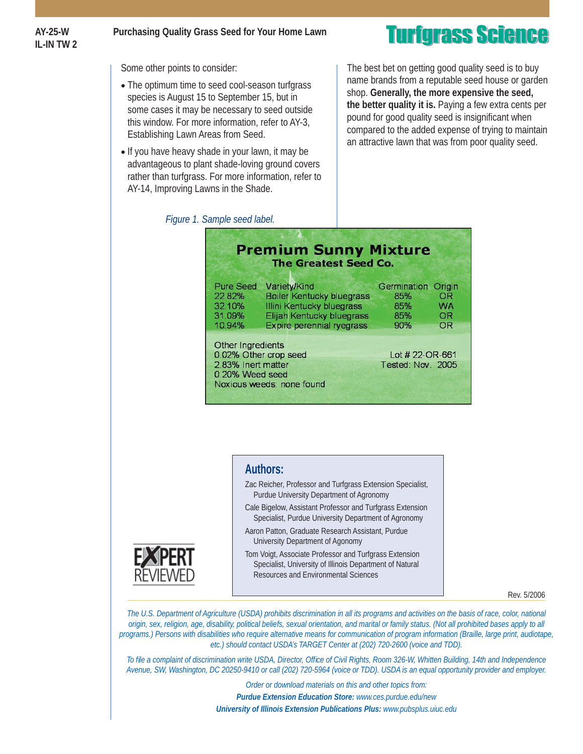Some other points to consider:

- The optimum time to seed cool-season turfgrass species is August 15 to September 15, but in some cases it may be necessary to seed outside this window. For more information, refer to AY-3, Establishing Lawn Areas from Seed.
- If you have heavy shade in your lawn, it may be advantageous to plant shade-loving ground covers rather than turfgrass. For more information, refer to AY-14, Improving Lawns in the Shade.

The best bet on getting good quality seed is to buy name brands from a reputable seed house or garden shop. **Generally, the more expensive the seed, the better quality it is.** Paying a few extra cents per pound for good quality seed is insignificant when compared to the added expense of trying to maintain an attractive lawn that was from poor quality seed.

*Figure 1. Sample seed label.*

**Premium Sunny Mixture**
**The Greatest Seed Co.**

| Pure Seed | Variety/Kind | Germination | Origin |
|---|---|---|---|
| 22.82% | Boiler Kentucky bluegrass | 85% | OR |
| 32.10% | Illini Kentucky bluegrass | 85% | WA |
| 31.09% | Elijah Kentucky bluegrass | 85% | OR |
| 10.94% | Expire perennial ryegrass | 90% | OR |

Other Ingredients
0.02% Other crop seed
2.83% Inert matter
0.20% Weed seed
Noxious weeds: none found

Lot # 22-OR-661
Tested: Nov. 2005

## Authors:

Zac Reicher, Professor and Turfgrass Extension Specialist, Purdue University Department of Agronomy

Cale Bigelow, Assistant Professor and Turfgrass Extension Specialist, Purdue University Department of Agronomy

Aaron Patton, Graduate Research Assistant, Purdue University Department of Agonomy

Tom Voigt, Associate Professor and Turfgrass Extension Specialist, University of Illinois Department of Natural Resources and Environmental Sciences

EXPERT REVIEWED

Rev. 5/2006

*The U.S. Department of Agriculture (USDA) prohibits discrimination in all its programs and activities on the basis of race, color, national origin, sex, religion, age, disability, political beliefs, sexual orientation, and marital or family status. (Not all prohibited bases apply to all programs.) Persons with disabilities who require alternative means for communication of program information (Braille, large print, audiotape, etc.) should contact USDA's TARGET Center at (202) 720-2600 (voice and TDD).*

*To file a complaint of discrimination write USDA, Director, Office of Civil Rights, Room 326-W, Whitten Building, 14th and Independence Avenue, SW, Washington, DC 20250-9410 or call (202) 720-5964 (voice or TDD). USDA is an equal opportunity provider and employer.*

*Order or download materials on this and other topics from:*
***Purdue Extension Education Store:** www.ces.purdue.edu/new*
***University of Illinois Extension Publications Plus:** www.pubsplus.uiuc.edu*